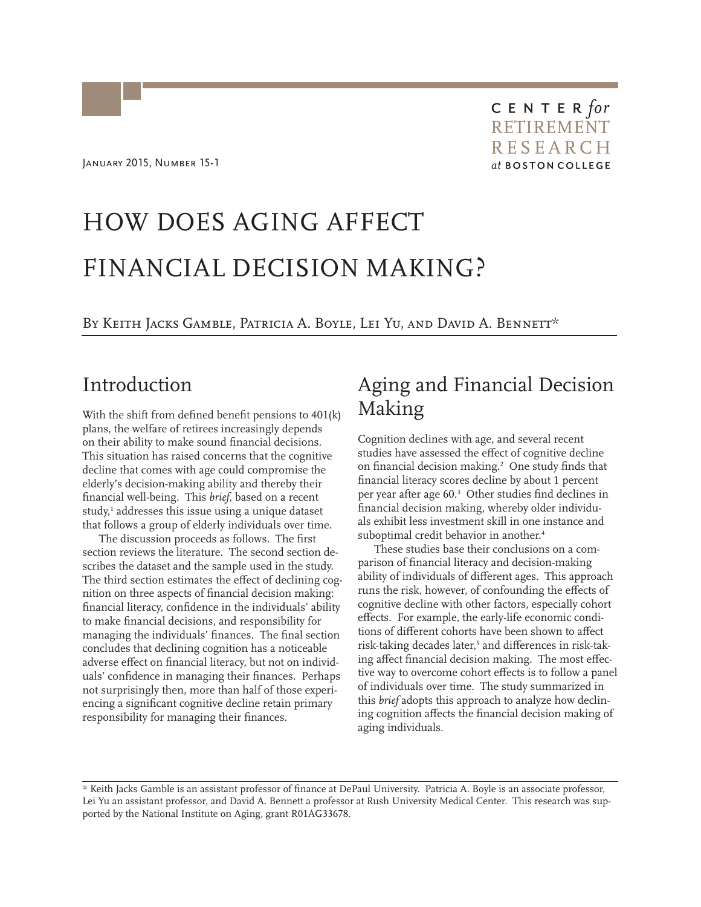CENTER *for* RETIREMENT RESEARCH *at* BOSTON COLLEGE

January 2015, Number 15-1

# HOW DOES AGING AFFECT FINANCIAL DECISION MAKING?

By Keith Jacks Gamble, Patricia A. Boyle, Lei Yu, and David A. Bennett*

## Introduction

With the shift from defined benefit pensions to 401(k) plans, the welfare of retirees increasingly depends on their ability to make sound financial decisions. This situation has raised concerns that the cognitive decline that comes with age could compromise the elderly's decision-making ability and thereby their financial well-being. This *brief,* based on a recent study,[1] addresses this issue using a unique dataset that follows a group of elderly individuals over time.

The discussion proceeds as follows. The first section reviews the literature. The second section describes the dataset and the sample used in the study. The third section estimates the effect of declining cognition on three aspects of financial decision making: financial literacy, confidence in the individuals' ability to make financial decisions, and responsibility for managing the individuals' finances. The final section concludes that declining cognition has a noticeable adverse effect on financial literacy, but not on individuals' confidence in managing their finances. Perhaps not surprisingly then, more than half of those experiencing a significant cognitive decline retain primary responsibility for managing their finances.

## Aging and Financial Decision Making

Cognition declines with age, and several recent studies have assessed the effect of cognitive decline on financial decision making.[2] One study finds that financial literacy scores decline by about 1 percent per year after age 60.[3] Other studies find declines in financial decision making, whereby older individuals exhibit less investment skill in one instance and suboptimal credit behavior in another.[4]

These studies base their conclusions on a comparison of financial literacy and decision-making ability of individuals of different ages. This approach runs the risk, however, of confounding the effects of cognitive decline with other factors, especially cohort effects. For example, the early-life economic conditions of different cohorts have been shown to affect risk-taking decades later,[5] and differences in risk-taking affect financial decision making. The most effective way to overcome cohort effects is to follow a panel of individuals over time. The study summarized in this *brief* adopts this approach to analyze how declining cognition affects the financial decision making of aging individuals.

\* Keith Jacks Gamble is an assistant professor of finance at DePaul University. Patricia A. Boyle is an associate professor, Lei Yu an assistant professor, and David A. Bennett a professor at Rush University Medical Center. This research was supported by the National Institute on Aging, grant R01AG33678.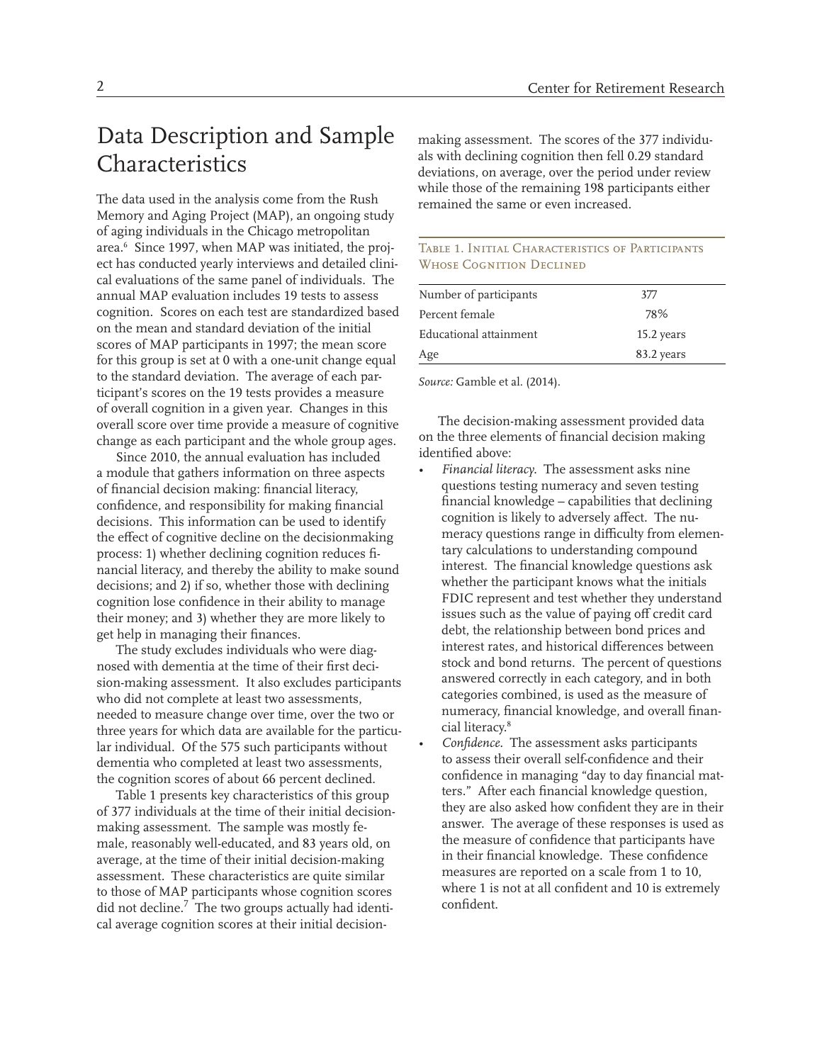# Data Description and Sample Characteristics

The data used in the analysis come from the Rush Memory and Aging Project (MAP), an ongoing study of aging individuals in the Chicago metropolitan area.[6] Since 1997, when MAP was initiated, the project has conducted yearly interviews and detailed clinical evaluations of the same panel of individuals. The annual MAP evaluation includes 19 tests to assess cognition. Scores on each test are standardized based on the mean and standard deviation of the initial scores of MAP participants in 1997; the mean score for this group is set at 0 with a one-unit change equal to the standard deviation. The average of each participant's scores on the 19 tests provides a measure of overall cognition in a given year. Changes in this overall score over time provide a measure of cognitive change as each participant and the whole group ages.

Since 2010, the annual evaluation has included a module that gathers information on three aspects of financial decision making: financial literacy, confidence, and responsibility for making financial decisions. This information can be used to identify the effect of cognitive decline on the decisionmaking process: 1) whether declining cognition reduces financial literacy, and thereby the ability to make sound decisions; and 2) if so, whether those with declining cognition lose confidence in their ability to manage their money; and 3) whether they are more likely to get help in managing their finances.

The study excludes individuals who were diagnosed with dementia at the time of their first decision-making assessment. It also excludes participants who did not complete at least two assessments, needed to measure change over time, over the two or three years for which data are available for the particular individual. Of the 575 such participants without dementia who completed at least two assessments, the cognition scores of about 66 percent declined.

Table 1 presents key characteristics of this group of 377 individuals at the time of their initial decision-making assessment. The sample was mostly female, reasonably well-educated, and 83 years old, on average, at the time of their initial decision-making assessment. These characteristics are quite similar to those of MAP participants whose cognition scores did not decline.[7] The two groups actually had identical average cognition scores at their initial decision-making assessment. The scores of the 377 individuals with declining cognition then fell 0.29 standard deviations, on average, over the period under review while those of the remaining 198 participants either remained the same or even increased.

Table 1. Initial Characteristics of Participants Whose Cognition Declined

| | |
|---|---|
| Number of participants | 377 |
| Percent female | 78% |
| Educational attainment | 15.2 years |
| Age | 83.2 years |

*Source:* Gamble et al. (2014).

The decision-making assessment provided data on the three elements of financial decision making identified above:

- *Financial literacy.* The assessment asks nine questions testing numeracy and seven testing financial knowledge – capabilities that declining cognition is likely to adversely affect. The numeracy questions range in difficulty from elementary calculations to understanding compound interest. The financial knowledge questions ask whether the participant knows what the initials FDIC represent and test whether they understand issues such as the value of paying off credit card debt, the relationship between bond prices and interest rates, and historical differences between stock and bond returns. The percent of questions answered correctly in each category, and in both categories combined, is used as the measure of numeracy, financial knowledge, and overall financial literacy.[8]
- *Confidence.* The assessment asks participants to assess their overall self-confidence and their confidence in managing "day to day financial matters." After each financial knowledge question, they are also asked how confident they are in their answer. The average of these responses is used as the measure of confidence that participants have in their financial knowledge. These confidence measures are reported on a scale from 1 to 10, where 1 is not at all confident and 10 is extremely confident.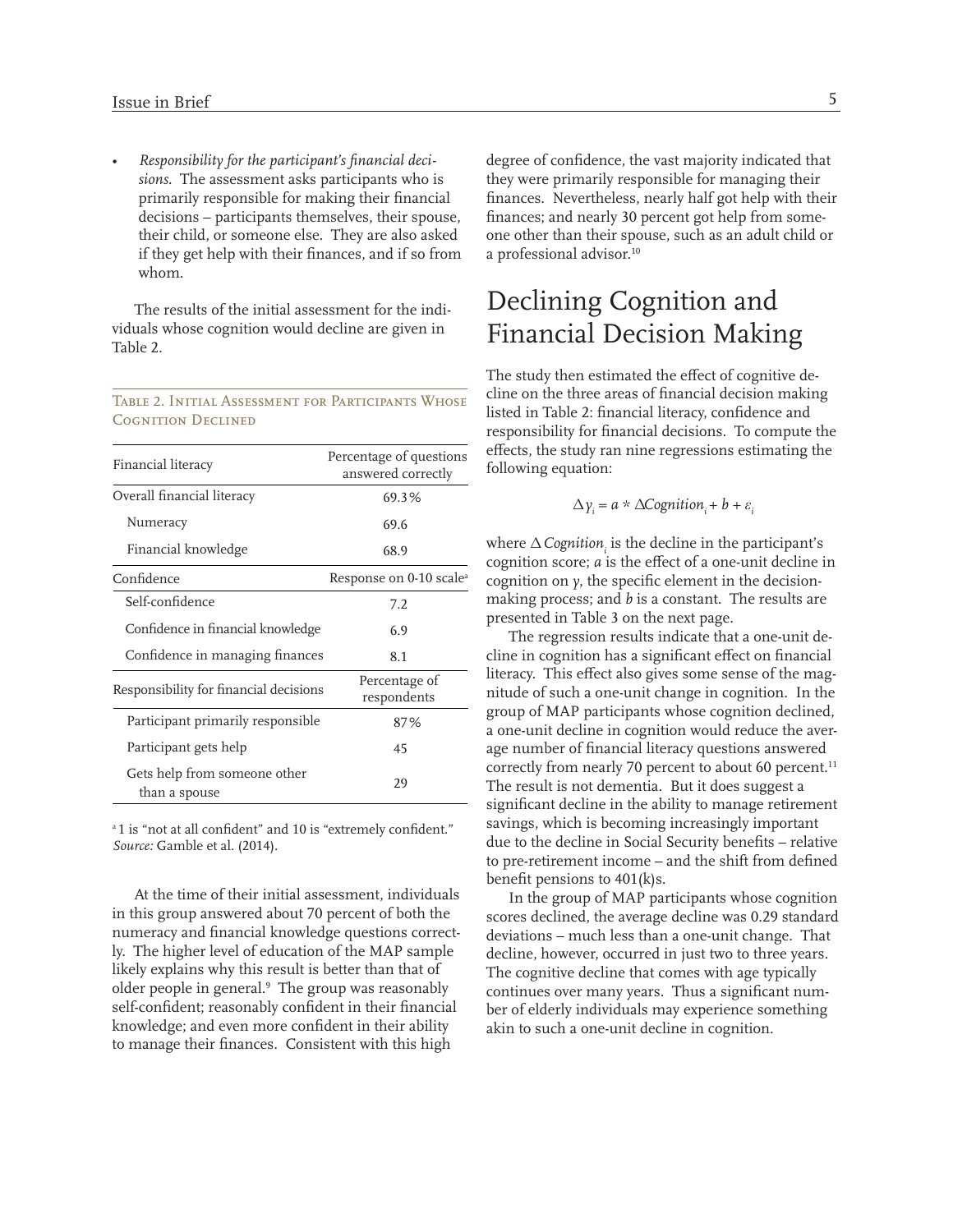- *Responsibility for the participant's financial decisions.* The assessment asks participants who is primarily responsible for making their financial decisions – participants themselves, their spouse, their child, or someone else. They are also asked if they get help with their finances, and if so from whom.

The results of the initial assessment for the individuals whose cognition would decline are given in Table 2.

Table 2. Initial Assessment for Participants Whose Cognition Declined

| Financial literacy | Percentage of questions answered correctly |
|---|---|
| Overall financial literacy | 69.3% |
| Numeracy | 69.6 |
| Financial knowledge | 68.9 |
| **Confidence** | **Response on 0-10 scale[a]** |
| Self-confidence | 7.2 |
| Confidence in financial knowledge | 6.9 |
| Confidence in managing finances | 8.1 |
| **Responsibility for financial decisions** | **Percentage of respondents** |
| Participant primarily responsible | 87% |
| Participant gets help | 45 |
| Gets help from someone other than a spouse | 29 |

[a] 1 is "not at all confident" and 10 is "extremely confident."
*Source:* Gamble et al. (2014).

At the time of their initial assessment, individuals in this group answered about 70 percent of both the numeracy and financial knowledge questions correctly. The higher level of education of the MAP sample likely explains why this result is better than that of older people in general.[9] The group was reasonably self-confident; reasonably confident in their financial knowledge; and even more confident in their ability to manage their finances. Consistent with this high degree of confidence, the vast majority indicated that they were primarily responsible for managing their finances. Nevertheless, nearly half got help with their finances; and nearly 30 percent got help from someone other than their spouse, such as an adult child or a professional advisor.[10]

# Declining Cognition and Financial Decision Making

The study then estimated the effect of cognitive decline on the three areas of financial decision making listed in Table 2: financial literacy, confidence and responsibility for financial decisions. To compute the effects, the study ran nine regressions estimating the following equation:

$$\Delta y_i = a * \Delta Cognition_i + b + \varepsilon_i$$

where $\Delta Cognition_i$ is the decline in the participant's cognition score; $a$ is the effect of a one-unit decline in cognition on $y$, the specific element in the decision-making process; and $b$ is a constant. The results are presented in Table 3 on the next page.

The regression results indicate that a one-unit decline in cognition has a significant effect on financial literacy. This effect also gives some sense of the magnitude of such a one-unit change in cognition. In the group of MAP participants whose cognition declined, a one-unit decline in cognition would reduce the average number of financial literacy questions answered correctly from nearly 70 percent to about 60 percent.[11] The result is not dementia. But it does suggest a significant decline in the ability to manage retirement savings, which is becoming increasingly important due to the decline in Social Security benefits – relative to pre-retirement income – and the shift from defined benefit pensions to 401(k)s.

In the group of MAP participants whose cognition scores declined, the average decline was 0.29 standard deviations – much less than a one-unit change. That decline, however, occurred in just two to three years. The cognitive decline that comes with age typically continues over many years. Thus a significant number of elderly individuals may experience something akin to such a one-unit decline in cognition.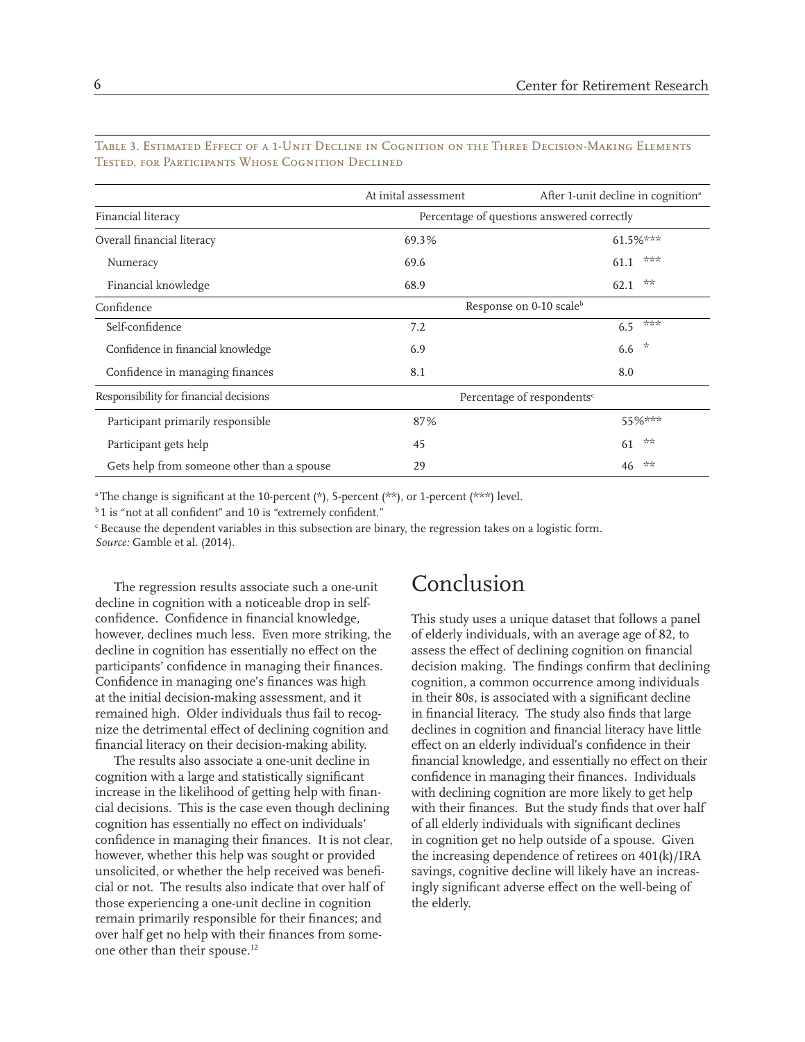Table 3. Estimated Effect of a 1-Unit Decline in Cognition on the Three Decision-Making Elements Tested, for Participants Whose Cognition Declined

| | At inital assessment | After 1-unit decline in cognition[a] |
|---|---|---|
| Financial literacy | Percentage of questions answered correctly | |
| Overall financial literacy | 69.3% | 61.5%*** |
| Numeracy | 69.6 | 61.1 *** |
| Financial knowledge | 68.9 | 62.1 ** |
| Confidence | Response on 0-10 scale[b] | |
| Self-confidence | 7.2 | 6.5 *** |
| Confidence in financial knowledge | 6.9 | 6.6 * |
| Confidence in managing finances | 8.1 | 8.0 |
| Responsibility for financial decisions | Percentage of respondents[c] | |
| Participant primarily responsible | 87% | 55%*** |
| Participant gets help | 45 | 61 ** |
| Gets help from someone other than a spouse | 29 | 46 ** |

[a] The change is significant at the 10-percent (*), 5-percent (**), or 1-percent (***) level.

[b] 1 is "not at all confident" and 10 is "extremely confident."

[c] Because the dependent variables in this subsection are binary, the regression takes on a logistic form.

*Source:* Gamble et al. (2014).

The regression results associate such a one-unit decline in cognition with a noticeable drop in self-confidence. Confidence in financial knowledge, however, declines much less. Even more striking, the decline in cognition has essentially no effect on the participants' confidence in managing their finances. Confidence in managing one's finances was high at the initial decision-making assessment, and it remained high. Older individuals thus fail to recognize the detrimental effect of declining cognition and financial literacy on their decision-making ability.

The results also associate a one-unit decline in cognition with a large and statistically significant increase in the likelihood of getting help with financial decisions. This is the case even though declining cognition has essentially no effect on individuals' confidence in managing their finances. It is not clear, however, whether this help was sought or provided unsolicited, or whether the help received was beneficial or not. The results also indicate that over half of those experiencing a one-unit decline in cognition remain primarily responsible for their finances; and over half get no help with their finances from someone other than their spouse.[12]

## Conclusion

This study uses a unique dataset that follows a panel of elderly individuals, with an average age of 82, to assess the effect of declining cognition on financial decision making. The findings confirm that declining cognition, a common occurrence among individuals in their 80s, is associated with a significant decline in financial literacy. The study also finds that large declines in cognition and financial literacy have little effect on an elderly individual's confidence in their financial knowledge, and essentially no effect on their confidence in managing their finances. Individuals with declining cognition are more likely to get help with their finances. But the study finds that over half of all elderly individuals with significant declines in cognition get no help outside of a spouse. Given the increasing dependence of retirees on 401(k)/IRA savings, cognitive decline will likely have an increasingly significant adverse effect on the well-being of the elderly.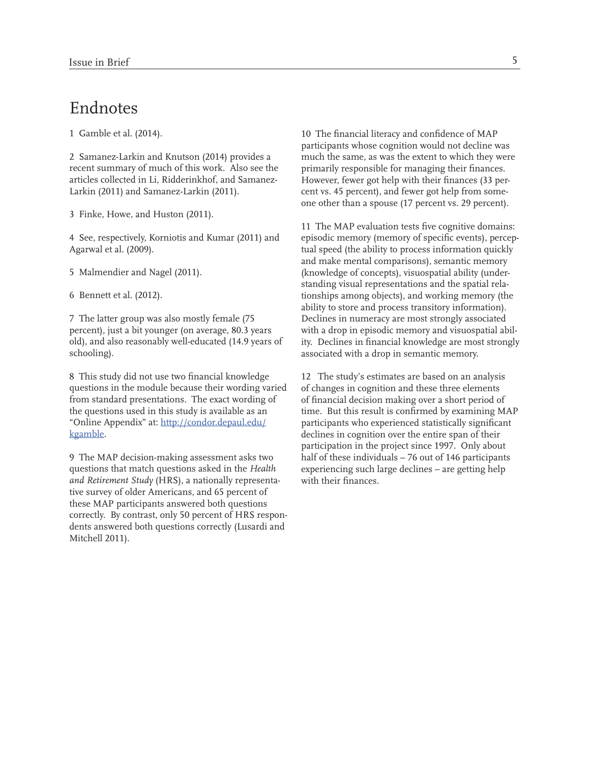# Endnotes

1 Gamble et al. (2014).

2 Samanez-Larkin and Knutson (2014) provides a recent summary of much of this work. Also see the articles collected in Li, Ridderinkhof, and Samanez-Larkin (2011) and Samanez-Larkin (2011).

3 Finke, Howe, and Huston (2011).

4 See, respectively, Korniotis and Kumar (2011) and Agarwal et al. (2009).

5 Malmendier and Nagel (2011).

6 Bennett et al. (2012).

7 The latter group was also mostly female (75 percent), just a bit younger (on average, 80.3 years old), and also reasonably well-educated (14.9 years of schooling).

8 This study did not use two financial knowledge questions in the module because their wording varied from standard presentations. The exact wording of the questions used in this study is available as an "Online Appendix" at: [http://condor.depaul.edu/kgamble](http://condor.depaul.edu/kgamble).

9 The MAP decision-making assessment asks two questions that match questions asked in the *Health and Retirement Study* (HRS), a nationally representative survey of older Americans, and 65 percent of these MAP participants answered both questions correctly. By contrast, only 50 percent of HRS respondents answered both questions correctly (Lusardi and Mitchell 2011).

10 The financial literacy and confidence of MAP participants whose cognition would not decline was much the same, as was the extent to which they were primarily responsible for managing their finances. However, fewer got help with their finances (33 percent vs. 45 percent), and fewer got help from someone other than a spouse (17 percent vs. 29 percent).

11 The MAP evaluation tests five cognitive domains: episodic memory (memory of specific events), perceptual speed (the ability to process information quickly and make mental comparisons), semantic memory (knowledge of concepts), visuospatial ability (understanding visual representations and the spatial relationships among objects), and working memory (the ability to store and process transitory information). Declines in numeracy are most strongly associated with a drop in episodic memory and visuospatial ability. Declines in financial knowledge are most strongly associated with a drop in semantic memory.

12 The study's estimates are based on an analysis of changes in cognition and these three elements of financial decision making over a short period of time. But this result is confirmed by examining MAP participants who experienced statistically significant declines in cognition over the entire span of their participation in the project since 1997. Only about half of these individuals – 76 out of 146 participants experiencing such large declines – are getting help with their finances.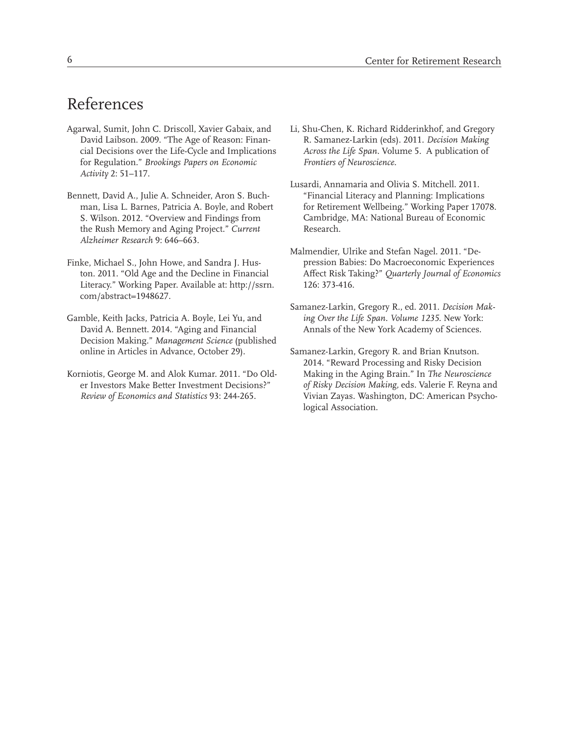# References

Agarwal, Sumit, John C. Driscoll, Xavier Gabaix, and David Laibson. 2009. "The Age of Reason: Financial Decisions over the Life-Cycle and Implications for Regulation." *Brookings Papers on Economic Activity* 2: 51–117.

Bennett, David A., Julie A. Schneider, Aron S. Buchman, Lisa L. Barnes, Patricia A. Boyle, and Robert S. Wilson. 2012. "Overview and Findings from the Rush Memory and Aging Project." *Current Alzheimer Research* 9: 646–663.

Finke, Michael S., John Howe, and Sandra J. Huston. 2011. "Old Age and the Decline in Financial Literacy." Working Paper. Available at: http://ssrn.com/abstract=1948627.

Gamble, Keith Jacks, Patricia A. Boyle, Lei Yu, and David A. Bennett. 2014. "Aging and Financial Decision Making." *Management Science* (published online in Articles in Advance, October 29).

Korniotis, George M. and Alok Kumar. 2011. "Do Older Investors Make Better Investment Decisions?" *Review of Economics and Statistics* 93: 244-265.

Li, Shu-Chen, K. Richard Ridderinkhof, and Gregory R. Samanez-Larkin (eds). 2011. *Decision Making Across the Life Span*. Volume 5. A publication of *Frontiers of Neuroscience*.

Lusardi, Annamaria and Olivia S. Mitchell. 2011. "Financial Literacy and Planning: Implications for Retirement Wellbeing." Working Paper 17078. Cambridge, MA: National Bureau of Economic Research.

Malmendier, Ulrike and Stefan Nagel. 2011. "Depression Babies: Do Macroeconomic Experiences Affect Risk Taking?" *Quarterly Journal of Economics* 126: 373-416.

Samanez-Larkin, Gregory R., ed. 2011. *Decision Making Over the Life Span. Volume 1235.* New York: Annals of the New York Academy of Sciences.

Samanez-Larkin, Gregory R. and Brian Knutson. 2014. "Reward Processing and Risky Decision Making in the Aging Brain." In *The Neuroscience of Risky Decision Making,* eds. Valerie F. Reyna and Vivian Zayas. Washington, DC: American Psychological Association.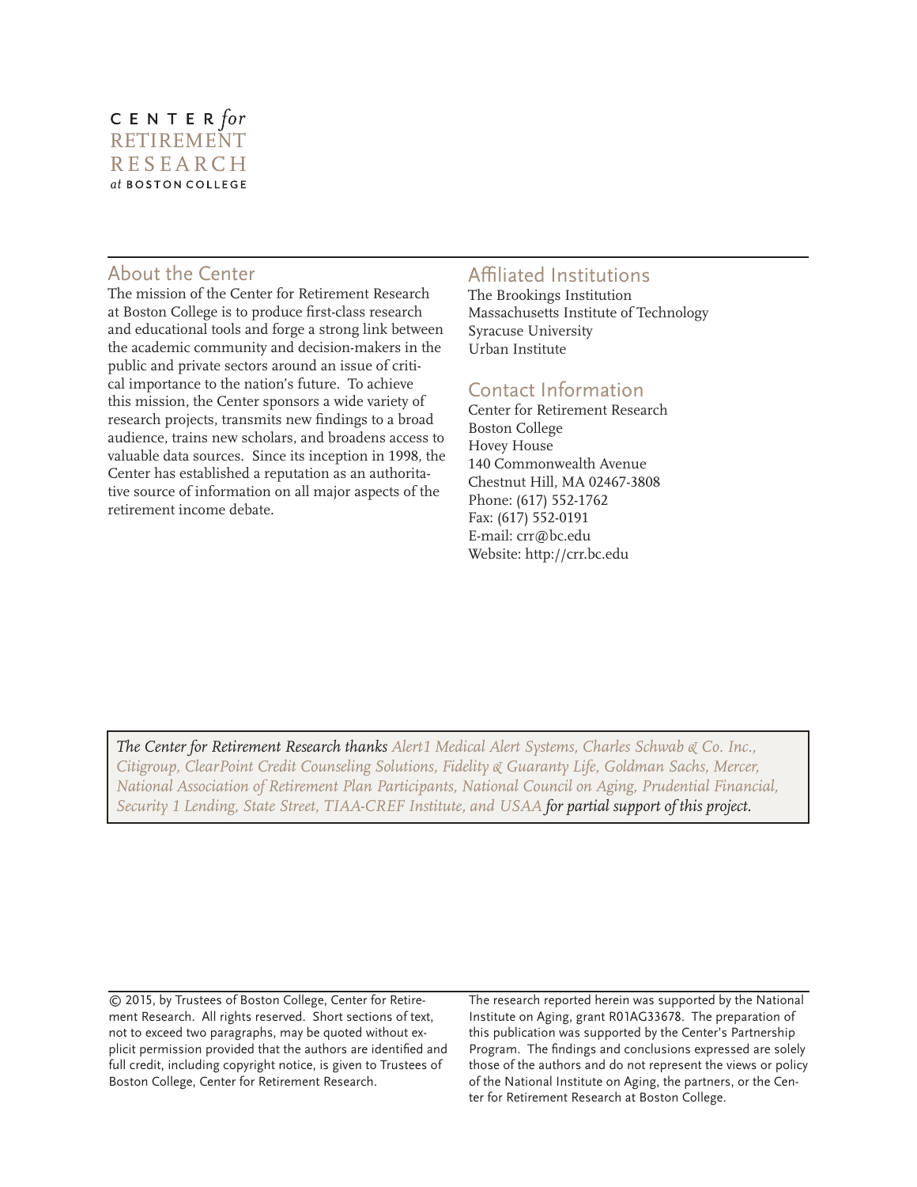CENTER *for*
RETIREMENT
RESEARCH
*at* BOSTON COLLEGE

## About the Center

The mission of the Center for Retirement Research at Boston College is to produce first-class research and educational tools and forge a strong link between the academic community and decision-makers in the public and private sectors around an issue of critical importance to the nation's future. To achieve this mission, the Center sponsors a wide variety of research projects, transmits new findings to a broad audience, trains new scholars, and broadens access to valuable data sources. Since its inception in 1998, the Center has established a reputation as an authoritative source of information on all major aspects of the retirement income debate.

## Affiliated Institutions

The Brookings Institution
Massachusetts Institute of Technology
Syracuse University
Urban Institute

## Contact Information

Center for Retirement Research
Boston College
Hovey House
140 Commonwealth Avenue
Chestnut Hill, MA 02467-3808
Phone: (617) 552-1762
Fax: (617) 552-0191
E-mail: crr@bc.edu
Website: http://crr.bc.edu

*The Center for Retirement Research thanks Alert1 Medical Alert Systems, Charles Schwab & Co. Inc., Citigroup, ClearPoint Credit Counseling Solutions, Fidelity & Guaranty Life, Goldman Sachs, Mercer, National Association of Retirement Plan Participants, National Council on Aging, Prudential Financial, Security 1 Lending, State Street, TIAA-CREF Institute, and USAA for partial support of this project.*

© 2015, by Trustees of Boston College, Center for Retirement Research. All rights reserved. Short sections of text, not to exceed two paragraphs, may be quoted without explicit permission provided that the authors are identified and full credit, including copyright notice, is given to Trustees of Boston College, Center for Retirement Research.

The research reported herein was supported by the National Institute on Aging, grant R01AG33678. The preparation of this publication was supported by the Center's Partnership Program. The findings and conclusions expressed are solely those of the authors and do not represent the views or policy of the National Institute on Aging, the partners, or the Center for Retirement Research at Boston College.